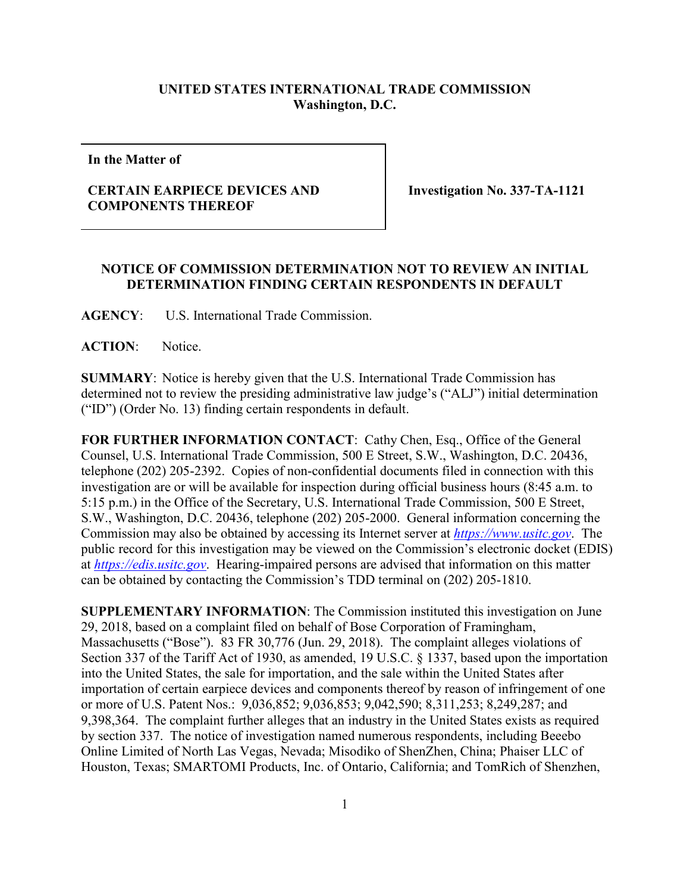**UNITED STATES INTERNATIONAL TRADE COMMISSION**
**Washington, D.C.**

| **In the Matter of**<br><br>**CERTAIN EARPIECE DEVICES AND COMPONENTS THEREOF** | **Investigation No. 337-TA-1121** |
|---|---|

**NOTICE OF COMMISSION DETERMINATION NOT TO REVIEW AN INITIAL DETERMINATION FINDING CERTAIN RESPONDENTS IN DEFAULT**

**AGENCY**: U.S. International Trade Commission.

**ACTION**: Notice.

**SUMMARY**: Notice is hereby given that the U.S. International Trade Commission has determined not to review the presiding administrative law judge's ("ALJ") initial determination ("ID") (Order No. 13) finding certain respondents in default.

**FOR FURTHER INFORMATION CONTACT**: Cathy Chen, Esq., Office of the General Counsel, U.S. International Trade Commission, 500 E Street, S.W., Washington, D.C. 20436, telephone (202) 205-2392. Copies of non-confidential documents filed in connection with this investigation are or will be available for inspection during official business hours (8:45 a.m. to 5:15 p.m.) in the Office of the Secretary, U.S. International Trade Commission, 500 E Street, S.W., Washington, D.C. 20436, telephone (202) 205-2000. General information concerning the Commission may also be obtained by accessing its Internet server at *https://www.usitc.gov*. The public record for this investigation may be viewed on the Commission's electronic docket (EDIS) at *https://edis.usitc.gov*. Hearing-impaired persons are advised that information on this matter can be obtained by contacting the Commission's TDD terminal on (202) 205-1810.

**SUPPLEMENTARY INFORMATION**: The Commission instituted this investigation on June 29, 2018, based on a complaint filed on behalf of Bose Corporation of Framingham, Massachusetts ("Bose"). 83 FR 30,776 (Jun. 29, 2018). The complaint alleges violations of Section 337 of the Tariff Act of 1930, as amended, 19 U.S.C. § 1337, based upon the importation into the United States, the sale for importation, and the sale within the United States after importation of certain earpiece devices and components thereof by reason of infringement of one or more of U.S. Patent Nos.: 9,036,852; 9,036,853; 9,042,590; 8,311,253; 8,249,287; and 9,398,364. The complaint further alleges that an industry in the United States exists as required by section 337. The notice of investigation named numerous respondents, including Beeebo Online Limited of North Las Vegas, Nevada; Misodiko of ShenZhen, China; Phaiser LLC of Houston, Texas; SMARTOMI Products, Inc. of Ontario, California; and TomRich of Shenzhen,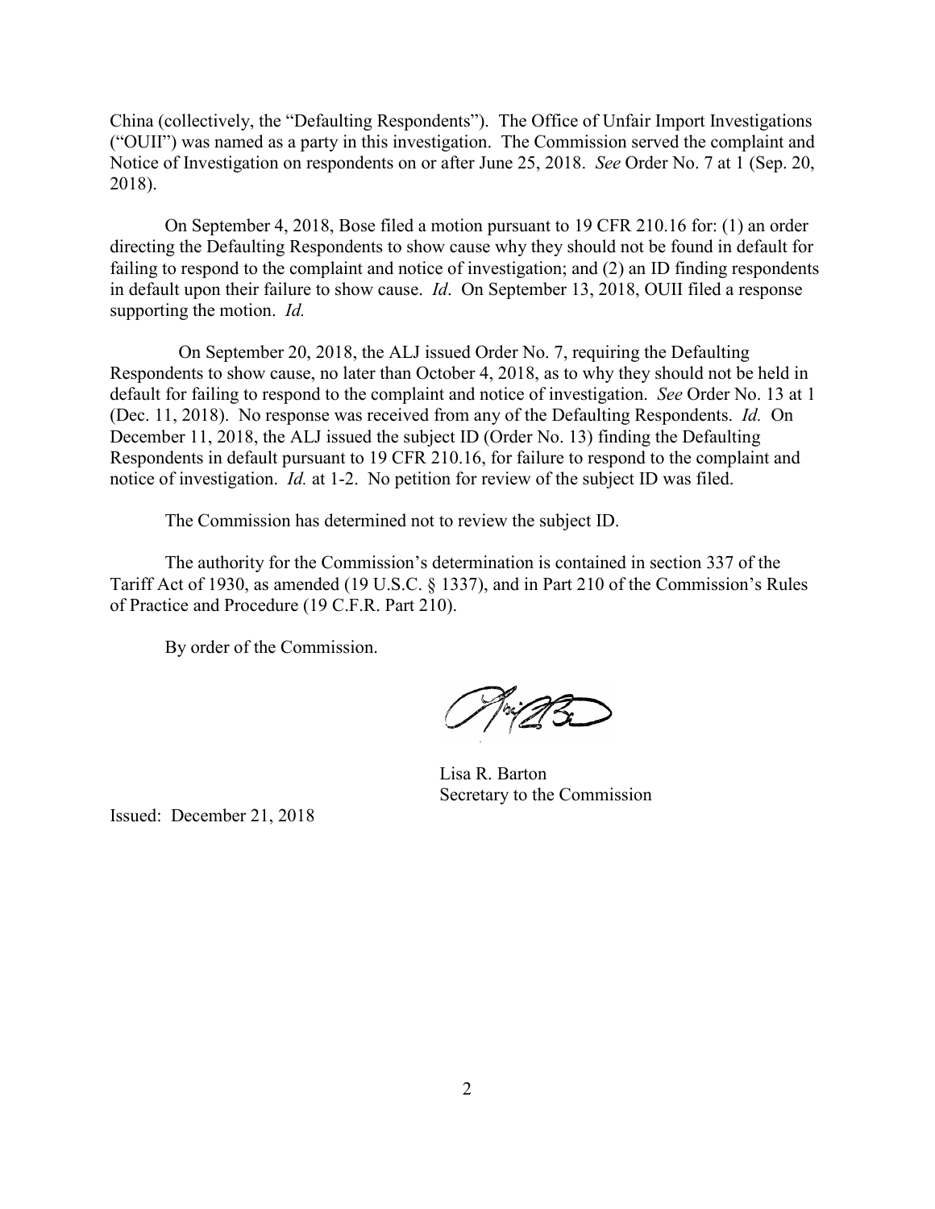China (collectively, the "Defaulting Respondents"). The Office of Unfair Import Investigations ("OUII") was named as a party in this investigation. The Commission served the complaint and Notice of Investigation on respondents on or after June 25, 2018. *See* Order No. 7 at 1 (Sep. 20, 2018).

On September 4, 2018, Bose filed a motion pursuant to 19 CFR 210.16 for: (1) an order directing the Defaulting Respondents to show cause why they should not be found in default for failing to respond to the complaint and notice of investigation; and (2) an ID finding respondents in default upon their failure to show cause. *Id*. On September 13, 2018, OUII filed a response supporting the motion. *Id.*

On September 20, 2018, the ALJ issued Order No. 7, requiring the Defaulting Respondents to show cause, no later than October 4, 2018, as to why they should not be held in default for failing to respond to the complaint and notice of investigation. *See* Order No. 13 at 1 (Dec. 11, 2018). No response was received from any of the Defaulting Respondents. *Id.* On December 11, 2018, the ALJ issued the subject ID (Order No. 13) finding the Defaulting Respondents in default pursuant to 19 CFR 210.16, for failure to respond to the complaint and notice of investigation. *Id.* at 1-2. No petition for review of the subject ID was filed.

The Commission has determined not to review the subject ID.

The authority for the Commission's determination is contained in section 337 of the Tariff Act of 1930, as amended (19 U.S.C. § 1337), and in Part 210 of the Commission's Rules of Practice and Procedure (19 C.F.R. Part 210).

By order of the Commission.

Lisa R. Barton
Secretary to the Commission

Issued: December 21, 2018